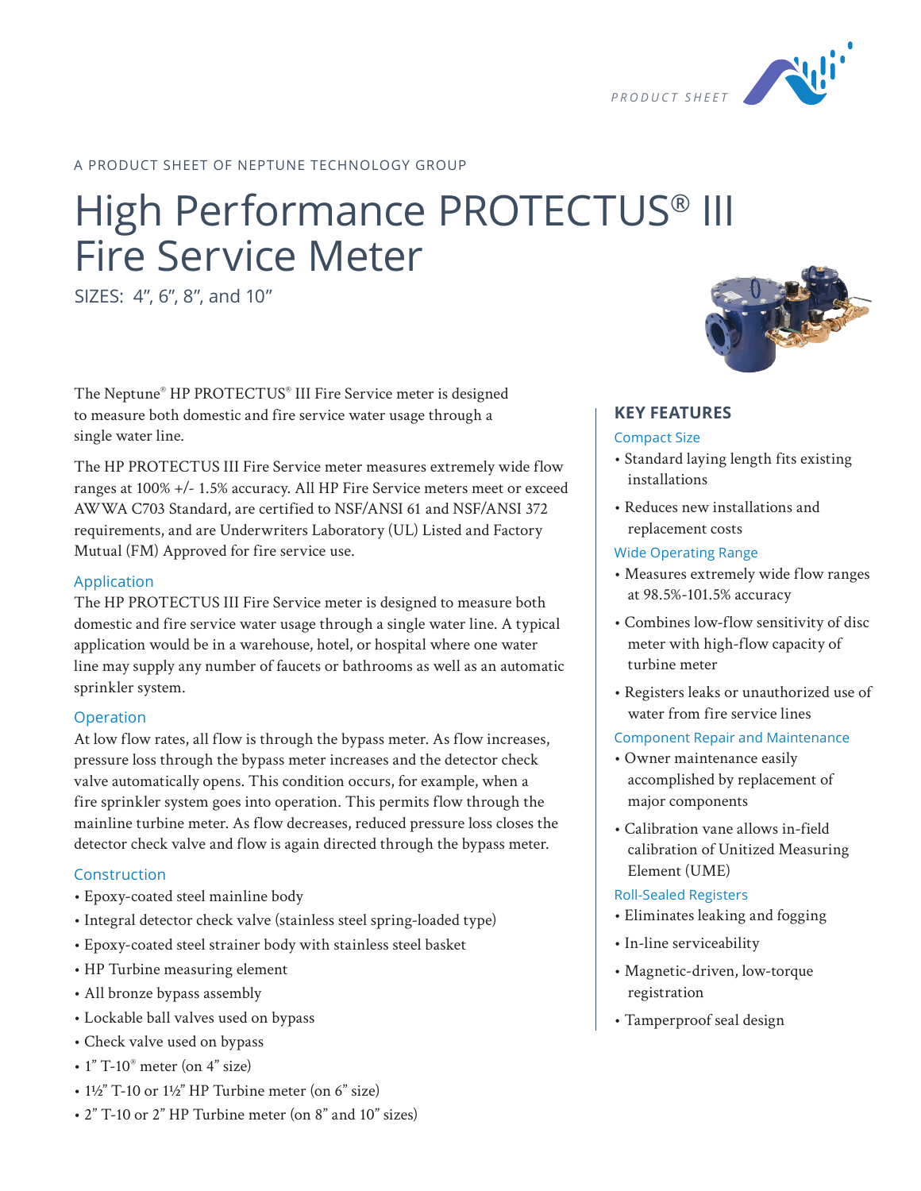PRODUCT SHEET

A PRODUCT SHEET OF NEPTUNE TECHNOLOGY GROUP

# High Performance PROTECTUS® III Fire Service Meter

SIZES: 4", 6", 8", and 10"

The Neptune® HP PROTECTUS® III Fire Service meter is designed to measure both domestic and fire service water usage through a single water line.

The HP PROTECTUS III Fire Service meter measures extremely wide flow ranges at 100% +/- 1.5% accuracy. All HP Fire Service meters meet or exceed AWWA C703 Standard, are certified to NSF/ANSI 61 and NSF/ANSI 372 requirements, and are Underwriters Laboratory (UL) Listed and Factory Mutual (FM) Approved for fire service use.

## Application

The HP PROTECTUS III Fire Service meter is designed to measure both domestic and fire service water usage through a single water line. A typical application would be in a warehouse, hotel, or hospital where one water line may supply any number of faucets or bathrooms as well as an automatic sprinkler system.

## Operation

At low flow rates, all flow is through the bypass meter. As flow increases, pressure loss through the bypass meter increases and the detector check valve automatically opens. This condition occurs, for example, when a fire sprinkler system goes into operation. This permits flow through the mainline turbine meter. As flow decreases, reduced pressure loss closes the detector check valve and flow is again directed through the bypass meter.

## Construction

- Epoxy-coated steel mainline body
- Integral detector check valve (stainless steel spring-loaded type)
- Epoxy-coated steel strainer body with stainless steel basket
- HP Turbine measuring element
- All bronze bypass assembly
- Lockable ball valves used on bypass
- Check valve used on bypass
- 1" T-10® meter (on 4" size)
- 1½" T-10 or 1½" HP Turbine meter (on 6" size)
- 2" T-10 or 2" HP Turbine meter (on 8" and 10" sizes)

## KEY FEATURES

### Compact Size

- Standard laying length fits existing installations
- Reduces new installations and replacement costs

### Wide Operating Range

- Measures extremely wide flow ranges at 98.5%-101.5% accuracy
- Combines low-flow sensitivity of disc meter with high-flow capacity of turbine meter
- Registers leaks or unauthorized use of water from fire service lines

### Component Repair and Maintenance

- Owner maintenance easily accomplished by replacement of major components
- Calibration vane allows in-field calibration of Unitized Measuring Element (UME)

### Roll-Sealed Registers

- Eliminates leaking and fogging
- In-line serviceability
- Magnetic-driven, low-torque registration
- Tamperproof seal design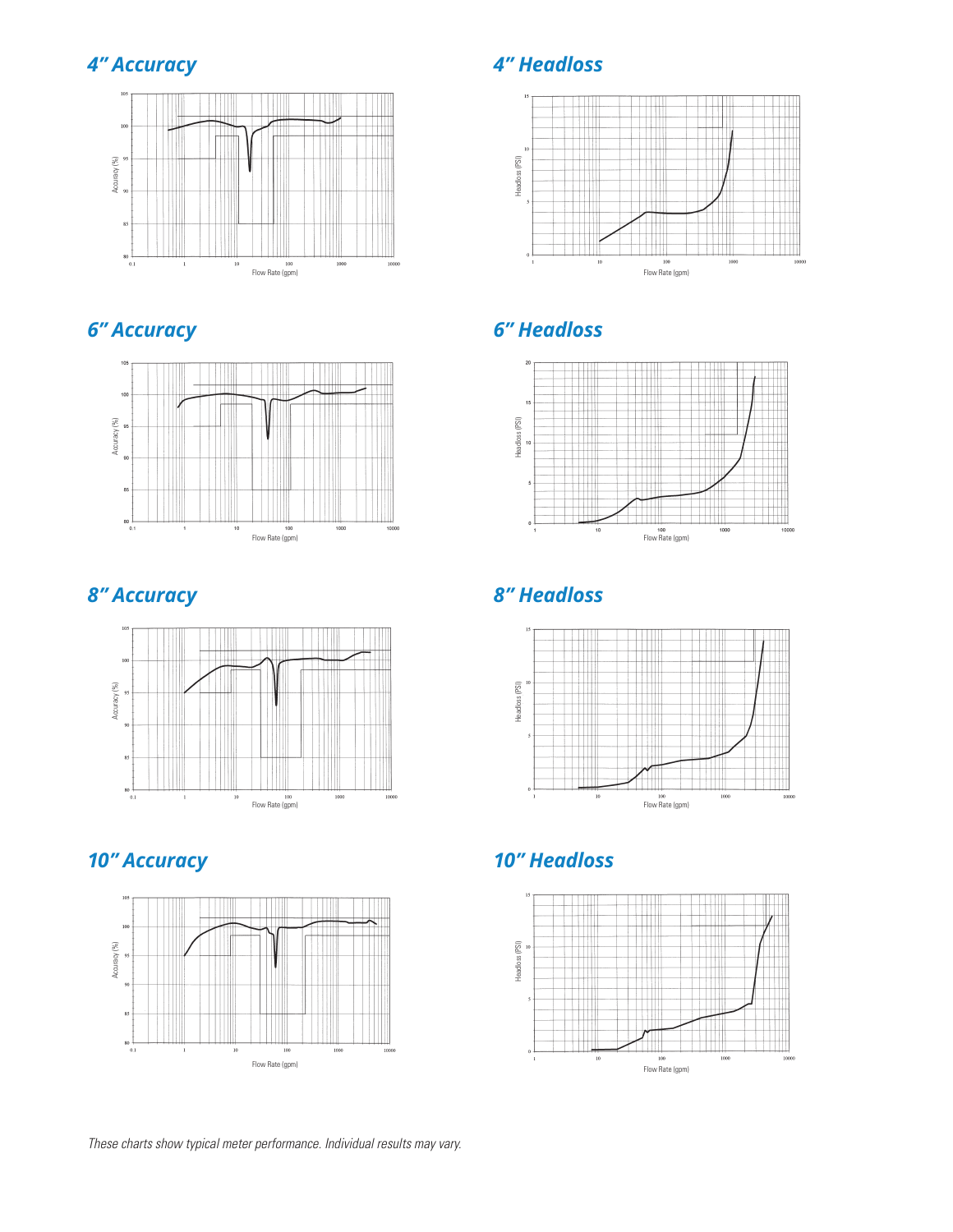## 4" Accuracy

## 4" Headloss

## 6" Accuracy

## 6" Headloss

## 8" Accuracy

## 8" Headloss

## 10" Accuracy

## 10" Headloss

*These charts show typical meter performance. Individual results may vary.*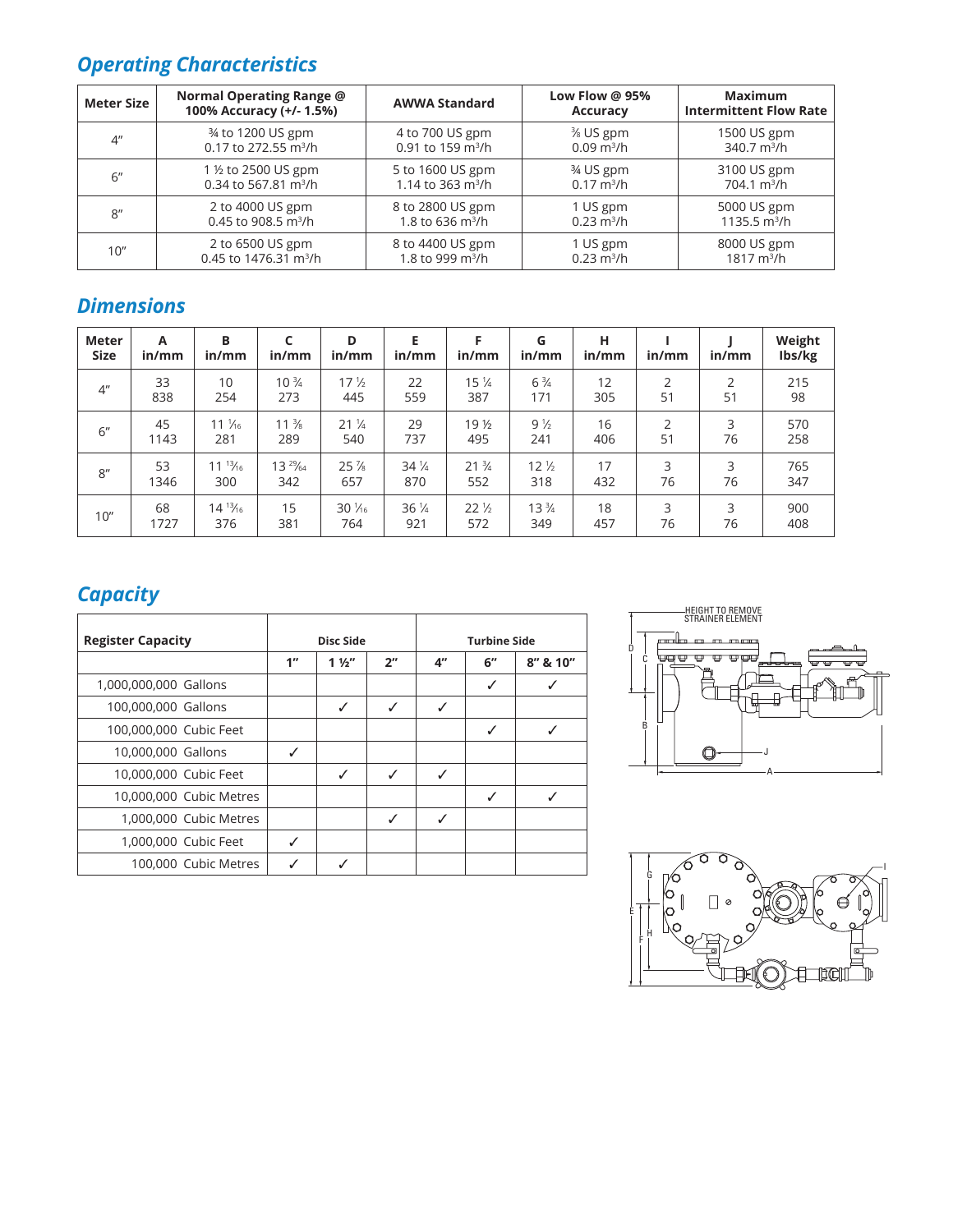## Operating Characteristics

| Meter Size | Normal Operating Range @ 100% Accuracy (+/- 1.5%) | AWWA Standard | Low Flow @ 95% Accuracy | Maximum Intermittent Flow Rate |
|---|---|---|---|---|
| 4″ | ¾ to 1200 US gpm<br>0.17 to 272.55 m³/h | 4 to 700 US gpm<br>0.91 to 159 m³/h | ⅜ US gpm<br>0.09 m³/h | 1500 US gpm<br>340.7 m³/h |
| 6″ | 1 ½ to 2500 US gpm<br>0.34 to 567.81 m³/h | 5 to 1600 US gpm<br>1.14 to 363 m³/h | ¾ US gpm<br>0.17 m³/h | 3100 US gpm<br>704.1 m³/h |
| 8″ | 2 to 4000 US gpm<br>0.45 to 908.5 m³/h | 8 to 2800 US gpm<br>1.8 to 636 m³/h | 1 US gpm<br>0.23 m³/h | 5000 US gpm<br>1135.5 m³/h |
| 10″ | 2 to 6500 US gpm<br>0.45 to 1476.31 m³/h | 8 to 4400 US gpm<br>1.8 to 999 m³/h | 1 US gpm<br>0.23 m³/h | 8000 US gpm<br>1817 m³/h |

## Dimensions

| Meter Size | A in/mm | B in/mm | C in/mm | D in/mm | E in/mm | F in/mm | G in/mm | H in/mm | I in/mm | J in/mm | Weight lbs/kg |
|---|---|---|---|---|---|---|---|---|---|---|---|
| 4″ | 33<br>838 | 10<br>254 | 10 ¾<br>273 | 17 ½<br>445 | 22<br>559 | 15 ¼<br>387 | 6 ¾<br>171 | 12<br>305 | 2<br>51 | 2<br>51 | 215<br>98 |
| 6″ | 45<br>1143 | 11 1/16<br>281 | 11 ⅜<br>289 | 21 ¼<br>540 | 29<br>737 | 19 ½<br>495 | 9 ½<br>241 | 16<br>406 | 2<br>51 | 3<br>76 | 570<br>258 |
| 8″ | 53<br>1346 | 11 13/16<br>300 | 13 29/64<br>342 | 25 ⅞<br>657 | 34 ¼<br>870 | 21 ¾<br>552 | 12 ½<br>318 | 17<br>432 | 3<br>76 | 3<br>76 | 765<br>347 |
| 10″ | 68<br>1727 | 14 13/16<br>376 | 15<br>381 | 30 1/16<br>764 | 36 ¼<br>921 | 22 ½<br>572 | 13 ¾<br>349 | 18<br>457 | 3<br>76 | 3<br>76 | 900<br>408 |

## Capacity

| Register Capacity | Disc Side | | | Turbine Side | | |
|---|---|---|---|---|---|---|
| | 1″ | 1 ½″ | 2″ | 4″ | 6″ | 8″ & 10″ |
| 1,000,000,000 Gallons | | | | | ✓ | ✓ |
| 100,000,000 Gallons | | ✓ | ✓ | ✓ | | |
| 100,000,000 Cubic Feet | | | | | ✓ | ✓ |
| 10,000,000 Gallons | ✓ | | | | | |
| 10,000,000 Cubic Feet | | ✓ | ✓ | ✓ | | |
| 10,000,000 Cubic Metres | | | | | ✓ | ✓ |
| 1,000,000 Cubic Metres | | | ✓ | ✓ | | |
| 1,000,000 Cubic Feet | ✓ | | | | | |
| 100,000 Cubic Metres | ✓ | ✓ | | | | |

HEIGHT TO REMOVE STRAINER ELEMENT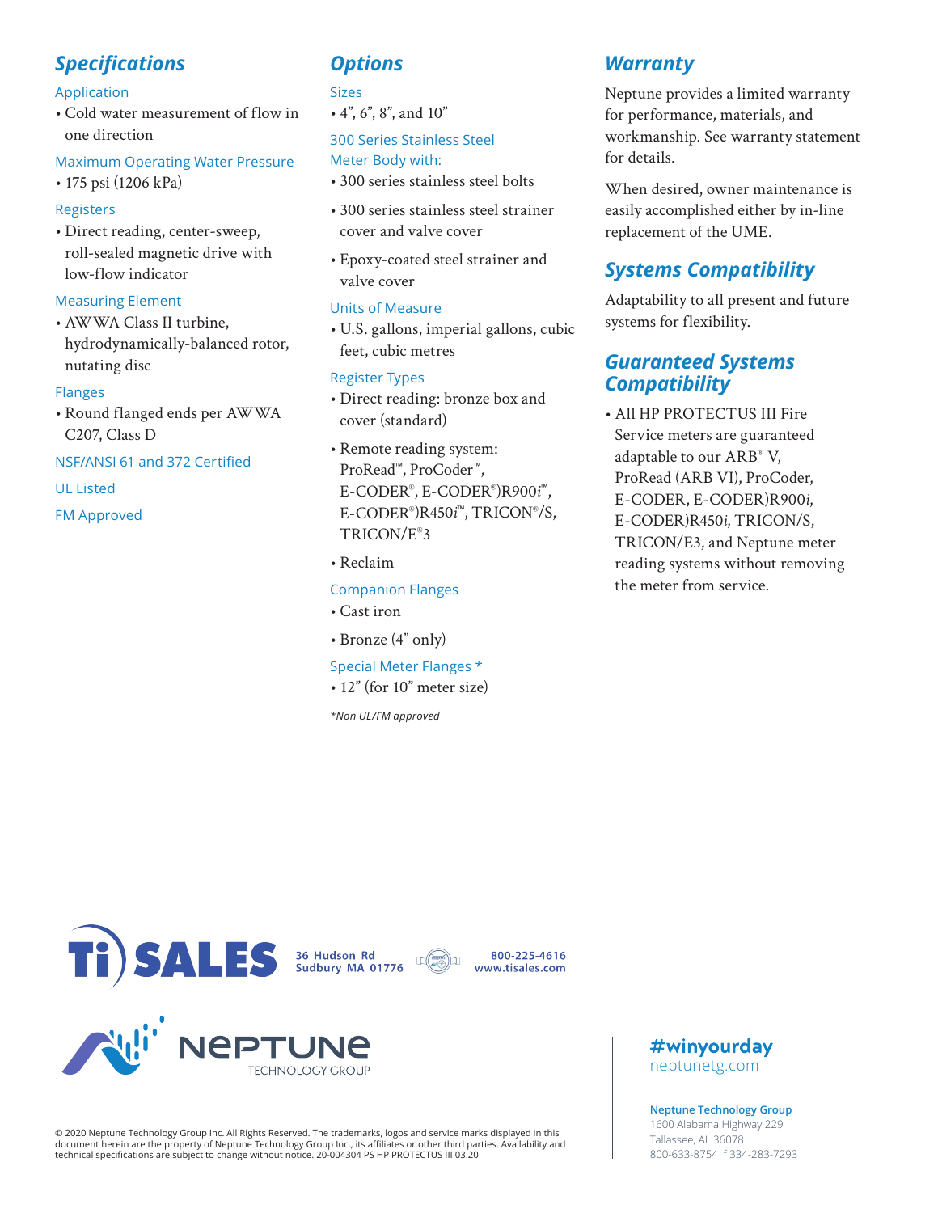## Specifications

### Application

- Cold water measurement of flow in one direction

### Maximum Operating Water Pressure

- 175 psi (1206 kPa)

### Registers

- Direct reading, center-sweep, roll-sealed magnetic drive with low-flow indicator

### Measuring Element

- AWWA Class II turbine, hydrodynamically-balanced rotor, nutating disc

### Flanges

- Round flanged ends per AWWA C207, Class D

### NSF/ANSI 61 and 372 Certified

### UL Listed

### FM Approved

## Options

### Sizes

- 4", 6", 8", and 10"

### 300 Series Stainless Steel Meter Body with:

- 300 series stainless steel bolts
- 300 series stainless steel strainer cover and valve cover
- Epoxy-coated steel strainer and valve cover

### Units of Measure

- U.S. gallons, imperial gallons, cubic feet, cubic metres

### Register Types

- Direct reading: bronze box and cover (standard)
- Remote reading system: ProRead™, ProCoder™, E-CODER®, E-CODER®)R900*i*™, E-CODER®)R450*i*™, TRICON®/S, TRICON/E®3
- Reclaim

### Companion Flanges

- Cast iron
- Bronze (4" only)

### Special Meter Flanges *

- 12" (for 10" meter size)

*\*Non UL/FM approved*

## Warranty

Neptune provides a limited warranty for performance, materials, and workmanship. See warranty statement for details.

When desired, owner maintenance is easily accomplished either by in-line replacement of the UME.

## Systems Compatibility

Adaptability to all present and future systems for flexibility.

## Guaranteed Systems Compatibility

- All HP PROTECTUS III Fire Service meters are guaranteed adaptable to our ARB® V, ProRead (ARB VI), ProCoder, E-CODER, E-CODER)R900*i*, E-CODER)R450*i*, TRICON/S, TRICON/E3, and Neptune meter reading systems without removing the meter from service.

Ti SALES
36 Hudson Rd
Sudbury MA 01776
800-225-4616
www.tisales.com

NEPTUNE TECHNOLOGY GROUP

#winyourday
neptunetg.com

**Neptune Technology Group**
1600 Alabama Highway 229
Tallassee, AL 36078
800-633-8754 f 334-283-7293

© 2020 Neptune Technology Group Inc. All Rights Reserved. The trademarks, logos and service marks displayed in this document herein are the property of Neptune Technology Group Inc., its affiliates or other third parties. Availability and technical specifications are subject to change without notice. 20-004304 PS HP PROTECTUS III 03.20